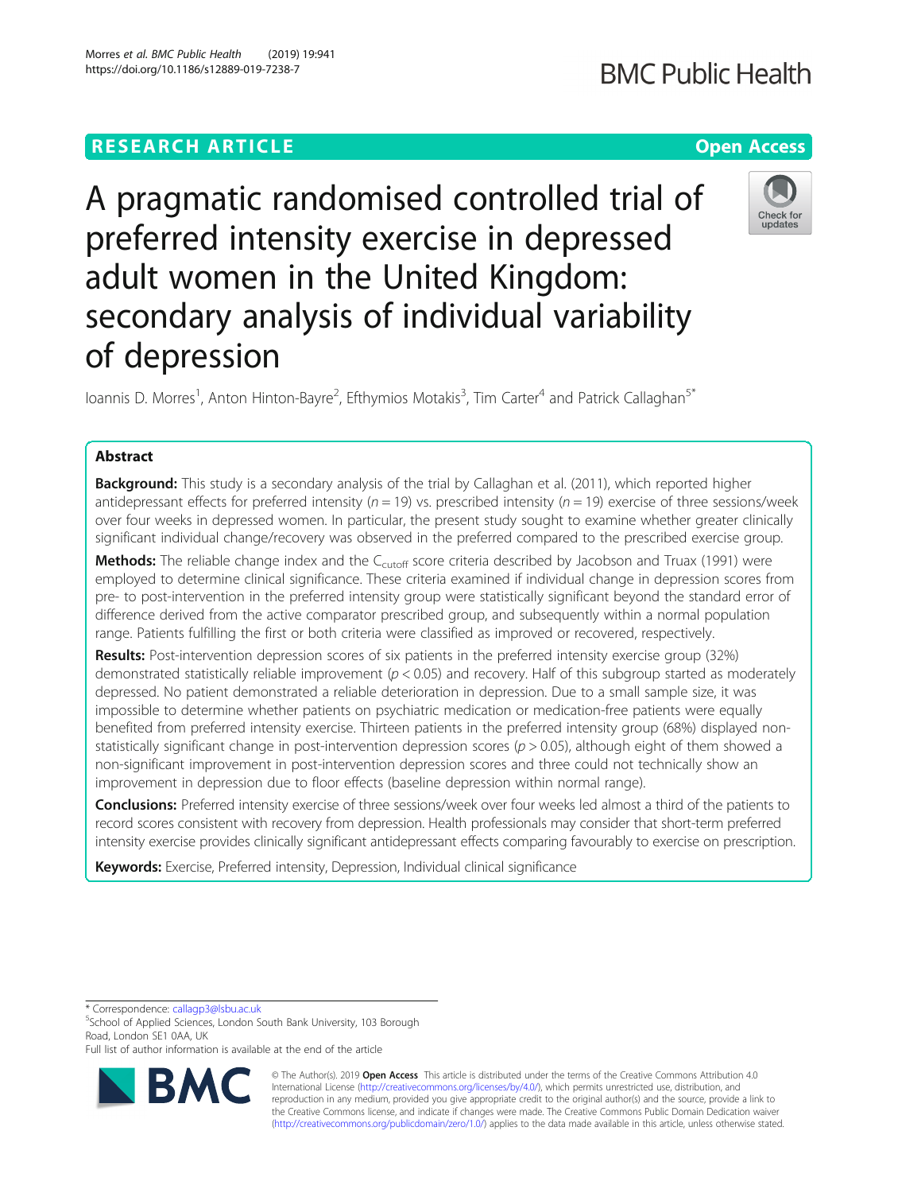RESEARCH ARTICLE

Open Access

# A pragmatic randomised controlled trial of preferred intensity exercise in depressed adult women in the United Kingdom: secondary analysis of individual variability of depression

Ioannis D. Morres[1], Anton Hinton-Bayre[2], Efthymios Motakis[3], Tim Carter[4] and Patrick Callaghan[5*]

## Abstract

**Background:** This study is a secondary analysis of the trial by Callaghan et al. (2011), which reported higher antidepressant effects for preferred intensity ($n = 19$) vs. prescribed intensity ($n = 19$) exercise of three sessions/week over four weeks in depressed women. In particular, the present study sought to examine whether greater clinically significant individual change/recovery was observed in the preferred compared to the prescribed exercise group.

**Methods:** The reliable change index and the $C_{cutoff}$ score criteria described by Jacobson and Truax (1991) were employed to determine clinical significance. These criteria examined if individual change in depression scores from pre- to post-intervention in the preferred intensity group were statistically significant beyond the standard error of difference derived from the active comparator prescribed group, and subsequently within a normal population range. Patients fulfilling the first or both criteria were classified as improved or recovered, respectively.

**Results:** Post-intervention depression scores of six patients in the preferred intensity exercise group (32%) demonstrated statistically reliable improvement ($p < 0.05$) and recovery. Half of this subgroup started as moderately depressed. No patient demonstrated a reliable deterioration in depression. Due to a small sample size, it was impossible to determine whether patients on psychiatric medication or medication-free patients were equally benefited from preferred intensity exercise. Thirteen patients in the preferred intensity group (68%) displayed non-statistically significant change in post-intervention depression scores ($p > 0.05$), although eight of them showed a non-significant improvement in post-intervention depression scores and three could not technically show an improvement in depression due to floor effects (baseline depression within normal range).

**Conclusions:** Preferred intensity exercise of three sessions/week over four weeks led almost a third of the patients to record scores consistent with recovery from depression. Health professionals may consider that short-term preferred intensity exercise provides clinically significant antidepressant effects comparing favourably to exercise on prescription.

**Keywords:** Exercise, Preferred intensity, Depression, Individual clinical significance

---

* Correspondence: callagp3@lsbu.ac.uk
[5]School of Applied Sciences, London South Bank University, 103 Borough Road, London SE1 0AA, UK
Full list of author information is available at the end of the article

© The Author(s). 2019 **Open Access** This article is distributed under the terms of the Creative Commons Attribution 4.0 International License (http://creativecommons.org/licenses/by/4.0/), which permits unrestricted use, distribution, and reproduction in any medium, provided you give appropriate credit to the original author(s) and the source, provide a link to the Creative Commons license, and indicate if changes were made. The Creative Commons Public Domain Dedication waiver (http://creativecommons.org/publicdomain/zero/1.0/) applies to the data made available in this article, unless otherwise stated.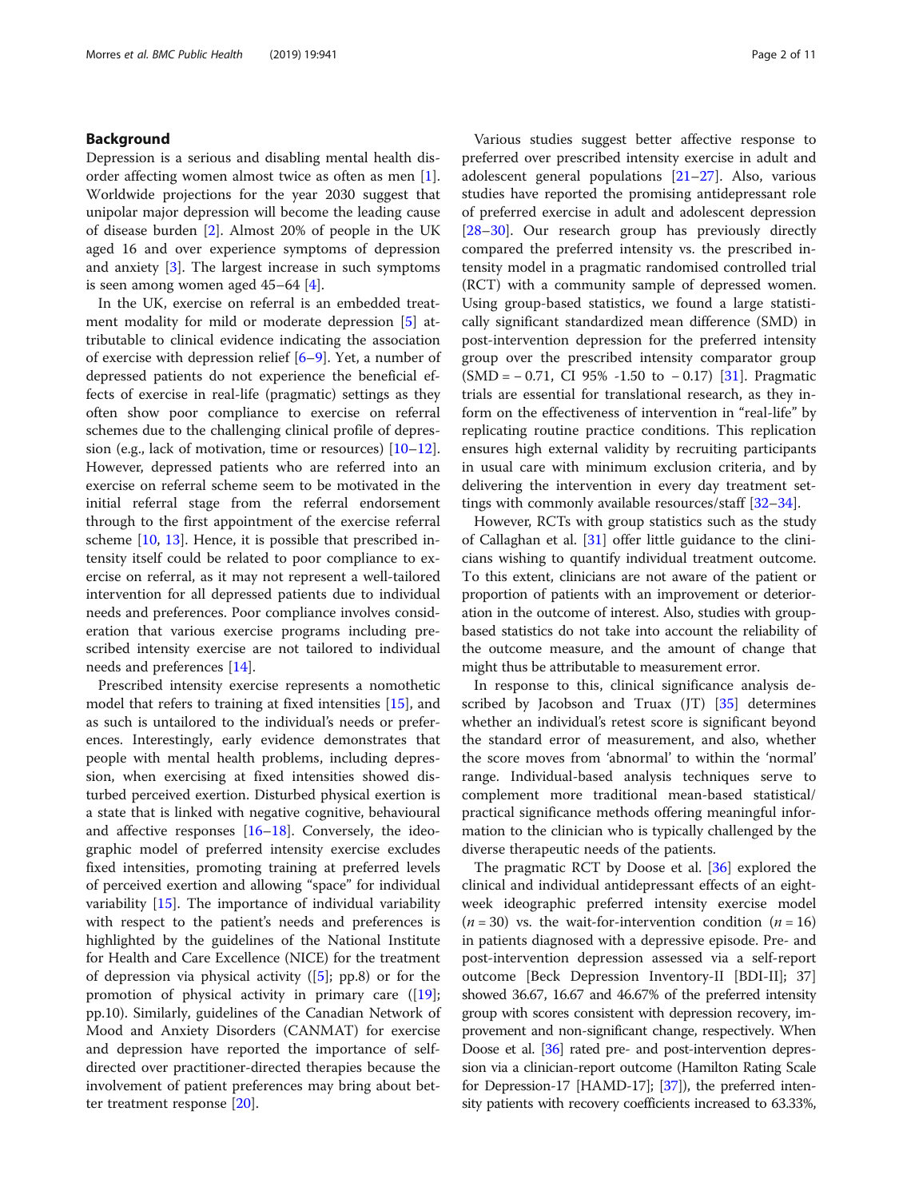## Background

Depression is a serious and disabling mental health disorder affecting women almost twice as often as men [1]. Worldwide projections for the year 2030 suggest that unipolar major depression will become the leading cause of disease burden [2]. Almost 20% of people in the UK aged 16 and over experience symptoms of depression and anxiety [3]. The largest increase in such symptoms is seen among women aged 45–64 [4].

In the UK, exercise on referral is an embedded treatment modality for mild or moderate depression [5] attributable to clinical evidence indicating the association of exercise with depression relief [6–9]. Yet, a number of depressed patients do not experience the beneficial effects of exercise in real-life (pragmatic) settings as they often show poor compliance to exercise on referral schemes due to the challenging clinical profile of depression (e.g., lack of motivation, time or resources) [10–12]. However, depressed patients who are referred into an exercise on referral scheme seem to be motivated in the initial referral stage from the referral endorsement through to the first appointment of the exercise referral scheme [10, 13]. Hence, it is possible that prescribed intensity itself could be related to poor compliance to exercise on referral, as it may not represent a well-tailored intervention for all depressed patients due to individual needs and preferences. Poor compliance involves consideration that various exercise programs including prescribed intensity exercise are not tailored to individual needs and preferences [14].

Prescribed intensity exercise represents a nomothetic model that refers to training at fixed intensities [15], and as such is untailored to the individual's needs or preferences. Interestingly, early evidence demonstrates that people with mental health problems, including depression, when exercising at fixed intensities showed disturbed perceived exertion. Disturbed physical exertion is a state that is linked with negative cognitive, behavioural and affective responses [16–18]. Conversely, the ideographic model of preferred intensity exercise excludes fixed intensities, promoting training at preferred levels of perceived exertion and allowing "space" for individual variability [15]. The importance of individual variability with respect to the patient's needs and preferences is highlighted by the guidelines of the National Institute for Health and Care Excellence (NICE) for the treatment of depression via physical activity ([5]; pp.8) or for the promotion of physical activity in primary care ([19]; pp.10). Similarly, guidelines of the Canadian Network of Mood and Anxiety Disorders (CANMAT) for exercise and depression have reported the importance of self-directed over practitioner-directed therapies because the involvement of patient preferences may bring about better treatment response [20].

Various studies suggest better affective response to preferred over prescribed intensity exercise in adult and adolescent general populations [21–27]. Also, various studies have reported the promising antidepressant role of preferred exercise in adult and adolescent depression [28–30]. Our research group has previously directly compared the preferred intensity vs. the prescribed intensity model in a pragmatic randomised controlled trial (RCT) with a community sample of depressed women. Using group-based statistics, we found a large statistically significant standardized mean difference (SMD) in post-intervention depression for the preferred intensity group over the prescribed intensity comparator group (SMD = − 0.71, CI 95% -1.50 to − 0.17) [31]. Pragmatic trials are essential for translational research, as they inform on the effectiveness of intervention in "real-life" by replicating routine practice conditions. This replication ensures high external validity by recruiting participants in usual care with minimum exclusion criteria, and by delivering the intervention in every day treatment settings with commonly available resources/staff [32–34].

However, RCTs with group statistics such as the study of Callaghan et al. [31] offer little guidance to the clinicians wishing to quantify individual treatment outcome. To this extent, clinicians are not aware of the patient or proportion of patients with an improvement or deterioration in the outcome of interest. Also, studies with group-based statistics do not take into account the reliability of the outcome measure, and the amount of change that might thus be attributable to measurement error.

In response to this, clinical significance analysis described by Jacobson and Truax (JT) [35] determines whether an individual's retest score is significant beyond the standard error of measurement, and also, whether the score moves from 'abnormal' to within the 'normal' range. Individual-based analysis techniques serve to complement more traditional mean-based statistical/practical significance methods offering meaningful information to the clinician who is typically challenged by the diverse therapeutic needs of the patients.

The pragmatic RCT by Doose et al. [36] explored the clinical and individual antidepressant effects of an eight-week ideographic preferred intensity exercise model ($n = 30$) vs. the wait-for-intervention condition ($n = 16$) in patients diagnosed with a depressive episode. Pre- and post-intervention depression assessed via a self-report outcome [Beck Depression Inventory-II [BDI-II]; 37] showed 36.67, 16.67 and 46.67% of the preferred intensity group with scores consistent with depression recovery, improvement and non-significant change, respectively. When Doose et al. [36] rated pre- and post-intervention depression via a clinician-report outcome (Hamilton Rating Scale for Depression-17 [HAMD-17]; [37]), the preferred intensity patients with recovery coefficients increased to 63.33%,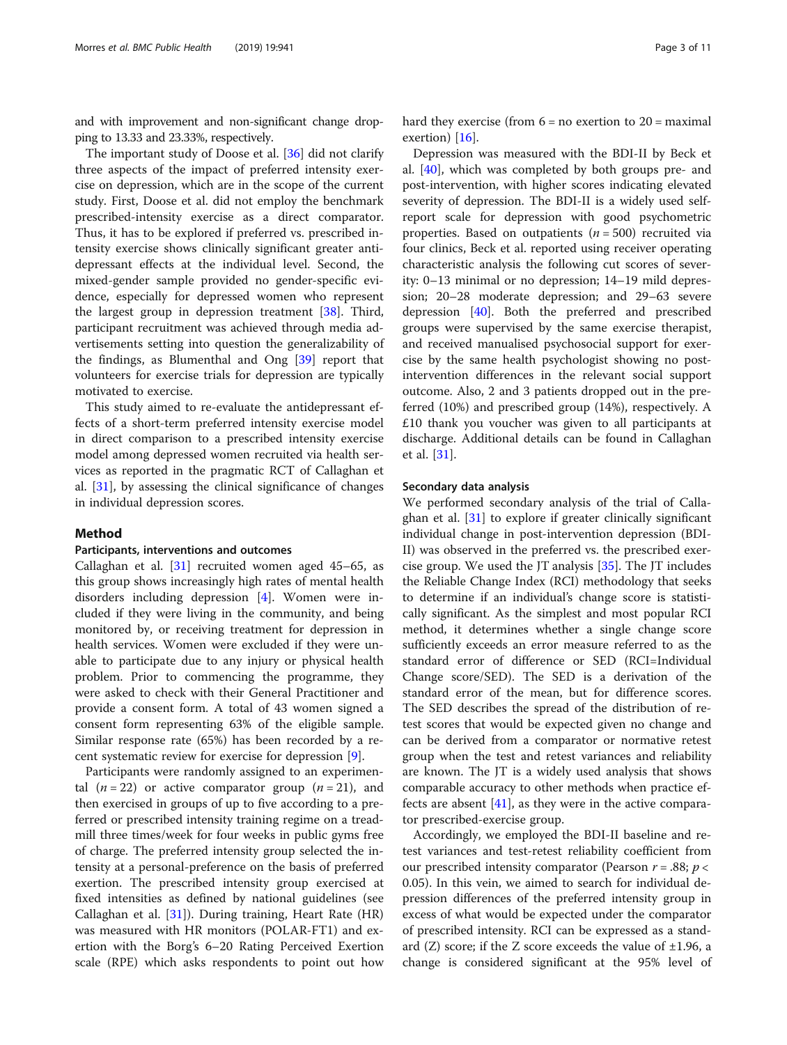and with improvement and non-significant change dropping to 13.33 and 23.33%, respectively.

The important study of Doose et al. [36] did not clarify three aspects of the impact of preferred intensity exercise on depression, which are in the scope of the current study. First, Doose et al. did not employ the benchmark prescribed-intensity exercise as a direct comparator. Thus, it has to be explored if preferred vs. prescribed intensity exercise shows clinically significant greater antidepressant effects at the individual level. Second, the mixed-gender sample provided no gender-specific evidence, especially for depressed women who represent the largest group in depression treatment [38]. Third, participant recruitment was achieved through media advertisements setting into question the generalizability of the findings, as Blumenthal and Ong [39] report that volunteers for exercise trials for depression are typically motivated to exercise.

This study aimed to re-evaluate the antidepressant effects of a short-term preferred intensity exercise model in direct comparison to a prescribed intensity exercise model among depressed women recruited via health services as reported in the pragmatic RCT of Callaghan et al. [31], by assessing the clinical significance of changes in individual depression scores.

## Method

### Participants, interventions and outcomes

Callaghan et al. [31] recruited women aged 45–65, as this group shows increasingly high rates of mental health disorders including depression [4]. Women were included if they were living in the community, and being monitored by, or receiving treatment for depression in health services. Women were excluded if they were unable to participate due to any injury or physical health problem. Prior to commencing the programme, they were asked to check with their General Practitioner and provide a consent form. A total of 43 women signed a consent form representing 63% of the eligible sample. Similar response rate (65%) has been recorded by a recent systematic review for exercise for depression [9].

Participants were randomly assigned to an experimental ($n = 22$) or active comparator group ($n = 21$), and then exercised in groups of up to five according to a preferred or prescribed intensity training regime on a treadmill three times/week for four weeks in public gyms free of charge. The preferred intensity group selected the intensity at a personal-preference on the basis of preferred exertion. The prescribed intensity group exercised at fixed intensities as defined by national guidelines (see Callaghan et al. [31]). During training, Heart Rate (HR) was measured with HR monitors (POLAR-FT1) and exertion with the Borg's 6–20 Rating Perceived Exertion scale (RPE) which asks respondents to point out how hard they exercise (from 6 = no exertion to 20 = maximal exertion) [16].

Depression was measured with the BDI-II by Beck et al. [40], which was completed by both groups pre- and post-intervention, with higher scores indicating elevated severity of depression. The BDI-II is a widely used self-report scale for depression with good psychometric properties. Based on outpatients ($n = 500$) recruited via four clinics, Beck et al. reported using receiver operating characteristic analysis the following cut scores of severity: 0–13 minimal or no depression; 14–19 mild depression; 20–28 moderate depression; and 29–63 severe depression [40]. Both the preferred and prescribed groups were supervised by the same exercise therapist, and received manualised psychosocial support for exercise by the same health psychologist showing no post-intervention differences in the relevant social support outcome. Also, 2 and 3 patients dropped out in the preferred (10%) and prescribed group (14%), respectively. A £10 thank you voucher was given to all participants at discharge. Additional details can be found in Callaghan et al. [31].

### Secondary data analysis

We performed secondary analysis of the trial of Callaghan et al. [31] to explore if greater clinically significant individual change in post-intervention depression (BDI-II) was observed in the preferred vs. the prescribed exercise group. We used the JT analysis [35]. The JT includes the Reliable Change Index (RCI) methodology that seeks to determine if an individual's change score is statistically significant. As the simplest and most popular RCI method, it determines whether a single change score sufficiently exceeds an error measure referred to as the standard error of difference or SED (RCI=Individual Change score/SED). The SED is a derivation of the standard error of the mean, but for difference scores. The SED describes the spread of the distribution of retest scores that would be expected given no change and can be derived from a comparator or normative retest group when the test and retest variances and reliability are known. The JT is a widely used analysis that shows comparable accuracy to other methods when practice effects are absent [41], as they were in the active comparator prescribed-exercise group.

Accordingly, we employed the BDI-II baseline and retest variances and test-retest reliability coefficient from our prescribed intensity comparator (Pearson $r = .88$; $p < 0.05$). In this vein, we aimed to search for individual depression differences of the preferred intensity group in excess of what would be expected under the comparator of prescribed intensity. RCI can be expressed as a standard (Z) score; if the Z score exceeds the value of ±1.96, a change is considered significant at the 95% level of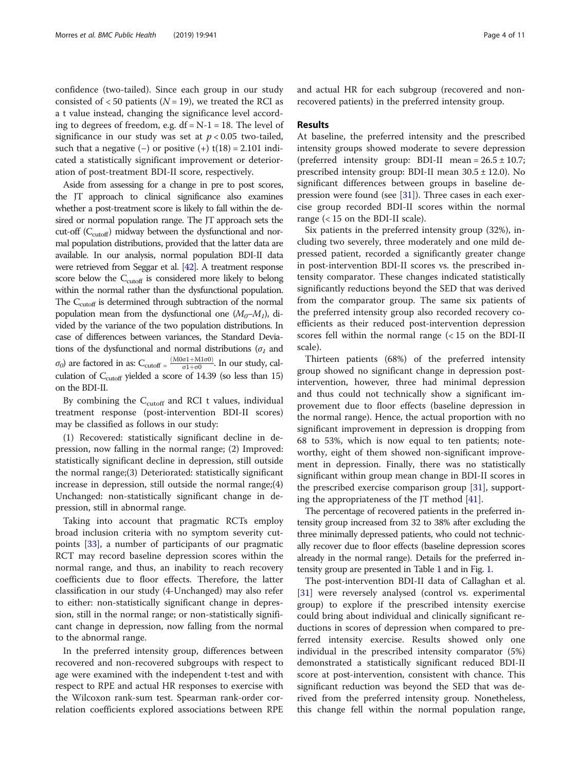confidence (two-tailed). Since each group in our study consisted of < 50 patients ($N = 19$), we treated the RCI as a t value instead, changing the significance level according to degrees of freedom, e.g. df = N-1 = 18. The level of significance in our study was set at $p < 0.05$ two-tailed, such that a negative (−) or positive (+) $t(18) = 2.101$ indicated a statistically significant improvement or deterioration of post-treatment BDI-II score, respectively.

Aside from assessing for a change in pre to post scores, the JT approach to clinical significance also examines whether a post-treatment score is likely to fall within the desired or normal population range. The JT approach sets the cut-off ($C_{cutoff}$) midway between the dysfunctional and normal population distributions, provided that the latter data are available. In our analysis, normal population BDI-II data were retrieved from Seggar et al. [42]. A treatment response score below the $C_{cutoff}$ is considered more likely to belong within the normal rather than the dysfunctional population. The $C_{cutoff}$ is determined through subtraction of the normal population mean from the dysfunctional one ($M_0$–$M_1$), divided by the variance of the two population distributions. In case of differences between variances, the Standard Deviations of the dysfunctional and normal distributions ($\sigma_1$ and $\sigma_0$) are factored in as: $C_{cutoff} = \frac{(M0\sigma1+M1\sigma0)}{\sigma1+\sigma0}$. In our study, calculation of $C_{cutoff}$ yielded a score of 14.39 (so less than 15) on the BDI-II.

By combining the $C_{cutoff}$ and RCI t values, individual treatment response (post-intervention BDI-II scores) may be classified as follows in our study:

(1) Recovered: statistically significant decline in depression, now falling in the normal range; (2) Improved: statistically significant decline in depression, still outside the normal range;(3) Deteriorated: statistically significant increase in depression, still outside the normal range;(4) Unchanged: non-statistically significant change in depression, still in abnormal range.

Taking into account that pragmatic RCTs employ broad inclusion criteria with no symptom severity cut-points [33], a number of participants of our pragmatic RCT may record baseline depression scores within the normal range, and thus, an inability to reach recovery coefficients due to floor effects. Therefore, the latter classification in our study (4-Unchanged) may also refer to either: non-statistically significant change in depression, still in the normal range; or non-statistically significant change in depression, now falling from the normal to the abnormal range.

In the preferred intensity group, differences between recovered and non-recovered subgroups with respect to age were examined with the independent t-test and with respect to RPE and actual HR responses to exercise with the Wilcoxon rank-sum test. Spearman rank-order correlation coefficients explored associations between RPE and actual HR for each subgroup (recovered and non-recovered patients) in the preferred intensity group.

## Results

At baseline, the preferred intensity and the prescribed intensity groups showed moderate to severe depression (preferred intensity group: BDI-II mean = 26.5 ± 10.7; prescribed intensity group: BDI-II mean 30.5 ± 12.0). No significant differences between groups in baseline depression were found (see [31]). Three cases in each exercise group recorded BDI-II scores within the normal range (< 15 on the BDI-II scale).

Six patients in the preferred intensity group (32%), including two severely, three moderately and one mild depressed patient, recorded a significantly greater change in post-intervention BDI-II scores vs. the prescribed intensity comparator. These changes indicated statistically significantly reductions beyond the SED that was derived from the comparator group. The same six patients of the preferred intensity group also recorded recovery coefficients as their reduced post-intervention depression scores fell within the normal range (< 15 on the BDI-II scale).

Thirteen patients (68%) of the preferred intensity group showed no significant change in depression post-intervention, however, three had minimal depression and thus could not technically show a significant improvement due to floor effects (baseline depression in the normal range). Hence, the actual proportion with no significant improvement in depression is dropping from 68 to 53%, which is now equal to ten patients; noteworthy, eight of them showed non-significant improvement in depression. Finally, there was no statistically significant within group mean change in BDI-II scores in the prescribed exercise comparison group [31], supporting the appropriateness of the JT method [41].

The percentage of recovered patients in the preferred intensity group increased from 32 to 38% after excluding the three minimally depressed patients, who could not technically recover due to floor effects (baseline depression scores already in the normal range). Details for the preferred intensity group are presented in Table 1 and in Fig. 1.

The post-intervention BDI-II data of Callaghan et al. [31] were reversely analysed (control vs. experimental group) to explore if the prescribed intensity exercise could bring about individual and clinically significant reductions in scores of depression when compared to preferred intensity exercise. Results showed only one individual in the prescribed intensity comparator (5%) demonstrated a statistically significant reduced BDI-II score at post-intervention, consistent with chance. This significant reduction was beyond the SED that was derived from the preferred intensity group. Nonetheless, this change fell within the normal population range,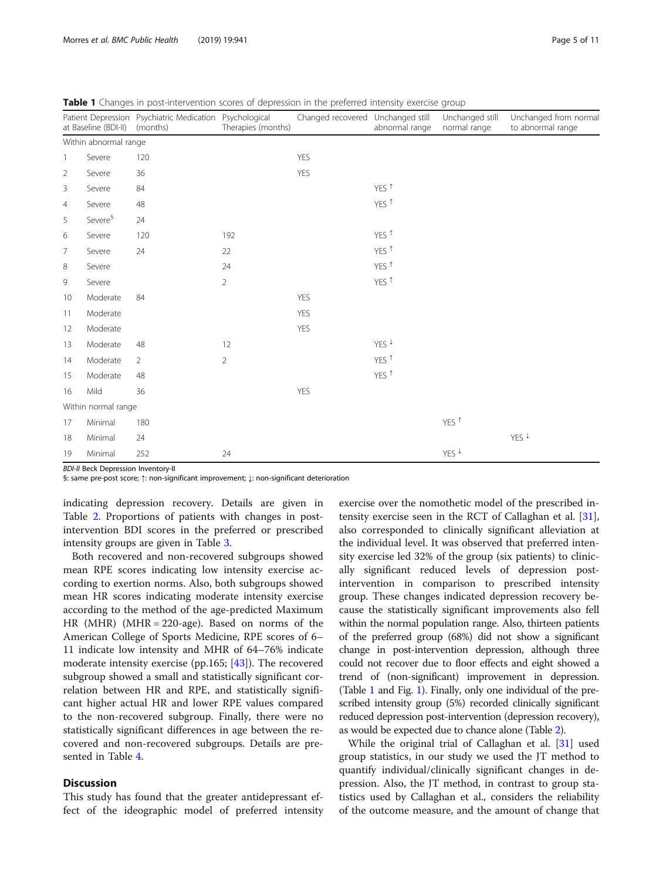**Table 1** Changes in post-intervention scores of depression in the preferred intensity exercise group

| | Patient Depression at Baseline (BDI-II) | Psychiatric Medication (months) | Psychological Therapies (months) | Changed recovered | Unchanged still abnormal range | Unchanged still normal range | Unchanged from normal to abnormal range |
|---|---|---|---|---|---|---|---|
| Within abnormal range | | | | | | | |
| 1 | Severe | 120 | | YES | | | |
| 2 | Severe | 36 | | YES | | | |
| 3 | Severe | 84 | | | YES ↑ | | |
| 4 | Severe | 48 | | | YES ↑ | | |
| 5 | Severe§ | 24 | | | | | |
| 6 | Severe | 120 | 192 | | YES ↑ | | |
| 7 | Severe | 24 | 22 | | YES ↑ | | |
| 8 | Severe | | 24 | | YES ↑ | | |
| 9 | Severe | | 2 | | YES ↑ | | |
| 10 | Moderate | 84 | | YES | | | |
| 11 | Moderate | | | YES | | | |
| 12 | Moderate | | | YES | | | |
| 13 | Moderate | 48 | 12 | | YES ↓ | | |
| 14 | Moderate | 2 | 2 | | YES ↑ | | |
| 15 | Moderate | 48 | | | YES ↑ | | |
| 16 | Mild | 36 | | YES | | | |
| Within normal range | | | | | | | |
| 17 | Minimal | 180 | | | | YES ↑ | |
| 18 | Minimal | 24 | | | | | YES ↓ |
| 19 | Minimal | 252 | 24 | | | YES ↓ | |

*BDI-II* Beck Depression Inventory-II
§: same pre-post score; ↑: non-significant improvement; ↓: non-significant deterioration

indicating depression recovery. Details are given in Table 2. Proportions of patients with changes in post-intervention BDI scores in the preferred or prescribed intensity groups are given in Table 3.

Both recovered and non-recovered subgroups showed mean RPE scores indicating low intensity exercise according to exertion norms. Also, both subgroups showed mean HR scores indicating moderate intensity exercise according to the method of the age-predicted Maximum HR (MHR) (MHR = 220-age). Based on norms of the American College of Sports Medicine, RPE scores of 6–11 indicate low intensity and MHR of 64–76% indicate moderate intensity exercise (pp.165; [43]). The recovered subgroup showed a small and statistically significant correlation between HR and RPE, and statistically significant higher actual HR and lower RPE values compared to the non-recovered subgroup. Finally, there were no statistically significant differences in age between the recovered and non-recovered subgroups. Details are presented in Table 4.

## Discussion

This study has found that the greater antidepressant effect of the ideographic model of preferred intensity exercise over the nomothetic model of the prescribed intensity exercise seen in the RCT of Callaghan et al. [31], also corresponded to clinically significant alleviation at the individual level. It was observed that preferred intensity exercise led 32% of the group (six patients) to clinically significant reduced levels of depression post-intervention in comparison to prescribed intensity group. These changes indicated depression recovery because the statistically significant improvements also fell within the normal population range. Also, thirteen patients of the preferred group (68%) did not show a significant change in post-intervention depression, although three could not recover due to floor effects and eight showed a trend of (non-significant) improvement in depression. (Table 1 and Fig. 1). Finally, only one individual of the prescribed intensity group (5%) recorded clinically significant reduced depression post-intervention (depression recovery), as would be expected due to chance alone (Table 2).

While the original trial of Callaghan et al. [31] used group statistics, in our study we used the JT method to quantify individual/clinically significant changes in depression. Also, the JT method, in contrast to group statistics used by Callaghan et al., considers the reliability of the outcome measure, and the amount of change that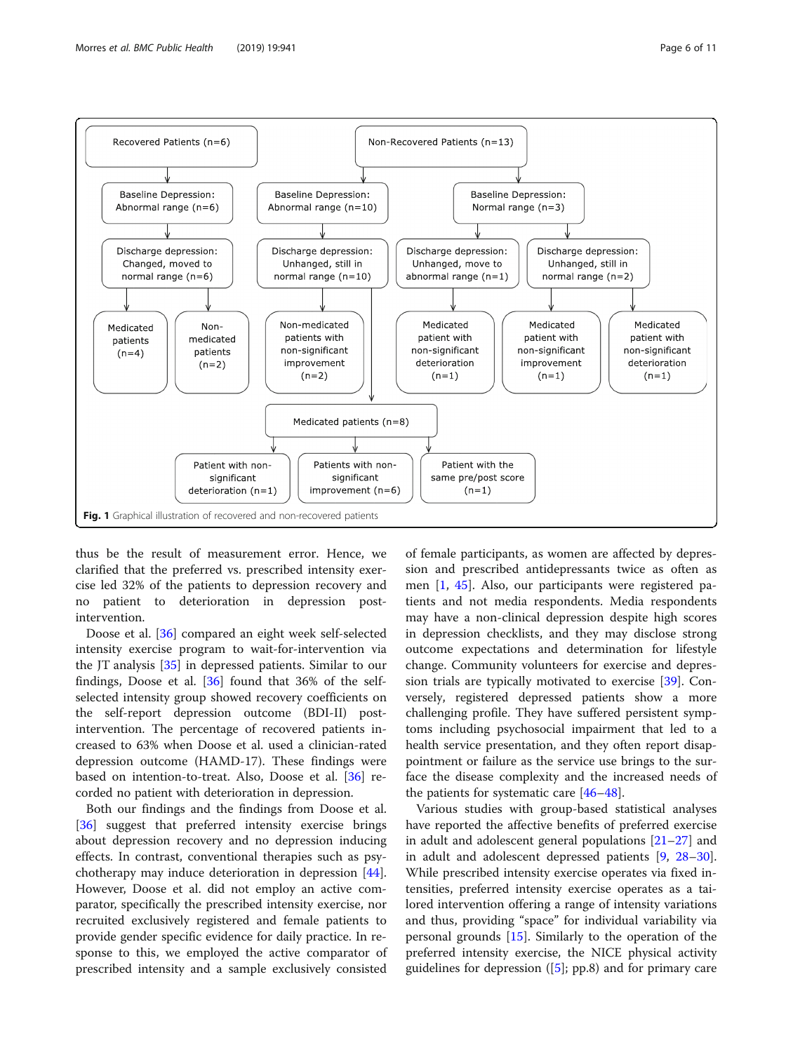**Fig. 1** Graphical illustration of recovered and non-recovered patients

thus be the result of measurement error. Hence, we clarified that the preferred vs. prescribed intensity exercise led 32% of the patients to depression recovery and no patient to deterioration in depression post-intervention.

Doose et al. [36] compared an eight week self-selected intensity exercise program to wait-for-intervention via the JT analysis [35] in depressed patients. Similar to our findings, Doose et al. [36] found that 36% of the self-selected intensity group showed recovery coefficients on the self-report depression outcome (BDI-II) post-intervention. The percentage of recovered patients increased to 63% when Doose et al. used a clinician-rated depression outcome (HAMD-17). These findings were based on intention-to-treat. Also, Doose et al. [36] recorded no patient with deterioration in depression.

Both our findings and the findings from Doose et al. [36] suggest that preferred intensity exercise brings about depression recovery and no depression inducing effects. In contrast, conventional therapies such as psychotherapy may induce deterioration in depression [44]. However, Doose et al. did not employ an active comparator, specifically the prescribed intensity exercise, nor recruited exclusively registered and female patients to provide gender specific evidence for daily practice. In response to this, we employed the active comparator of prescribed intensity and a sample exclusively consisted of female participants, as women are affected by depression and prescribed antidepressants twice as often as men [1, 45]. Also, our participants were registered patients and not media respondents. Media respondents may have a non-clinical depression despite high scores in depression checklists, and they may disclose strong outcome expectations and determination for lifestyle change. Community volunteers for exercise and depression trials are typically motivated to exercise [39]. Conversely, registered depressed patients show a more challenging profile. They have suffered persistent symptoms including psychosocial impairment that led to a health service presentation, and they often report disappointment or failure as the service use brings to the surface the disease complexity and the increased needs of the patients for systematic care [46–48].

Various studies with group-based statistical analyses have reported the affective benefits of preferred exercise in adult and adolescent general populations [21–27] and in adult and adolescent depressed patients [9, 28–30]. While prescribed intensity exercise operates via fixed intensities, preferred intensity exercise operates as a tailored intervention offering a range of intensity variations and thus, providing "space" for individual variability via personal grounds [15]. Similarly to the operation of the preferred intensity exercise, the NICE physical activity guidelines for depression ([5]; pp.8) and for primary care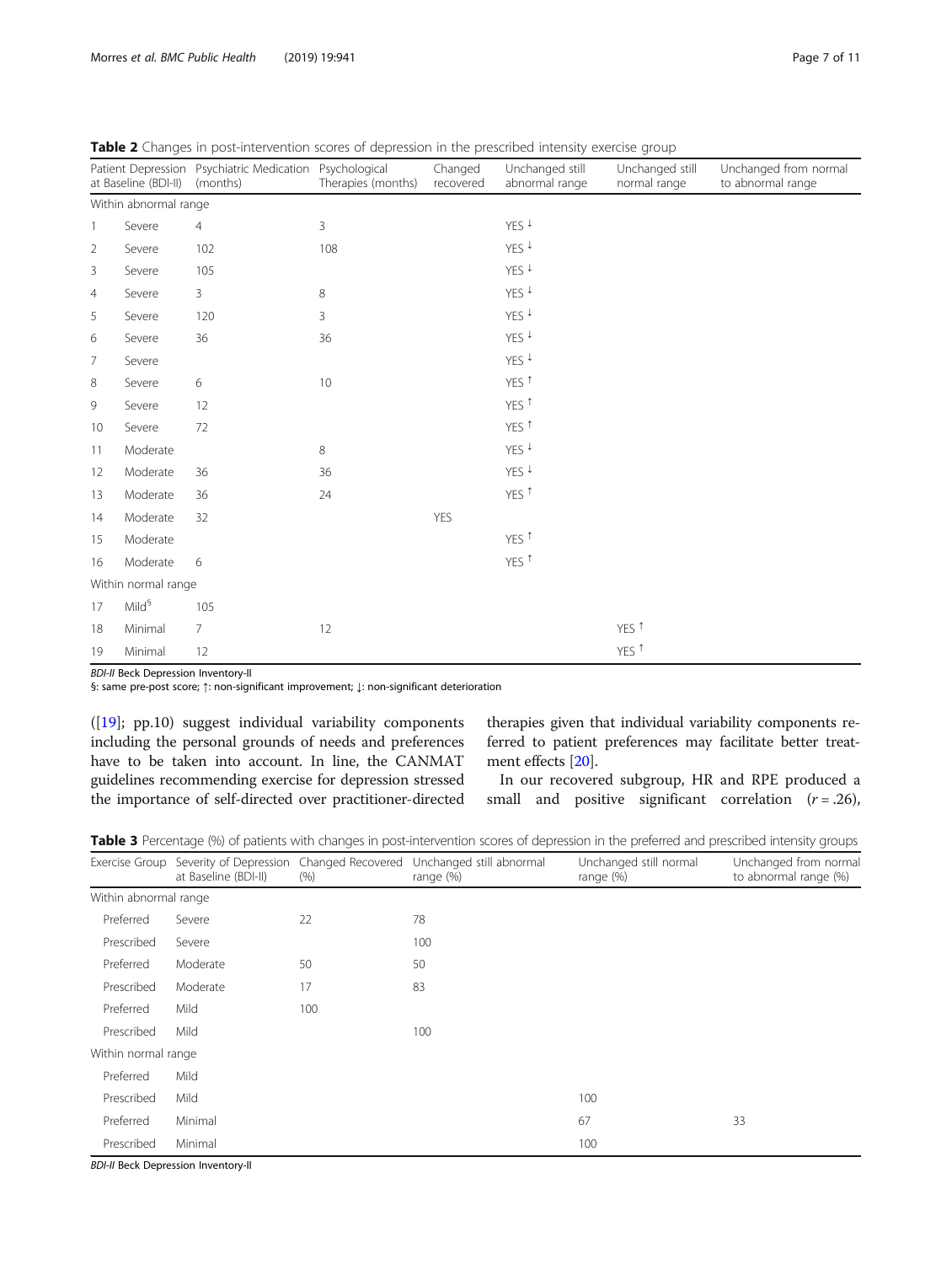**Table 2** Changes in post-intervention scores of depression in the prescribed intensity exercise group

| Patient | Depression at Baseline (BDI-II) | Psychiatric Medication (months) | Psychological Therapies (months) | Changed recovered | Unchanged still abnormal range | Unchanged still normal range | Unchanged from normal to abnormal range |
|---|---|---|---|---|---|---|---|
| Within abnormal range | | | | | | | |
| 1 | Severe | 4 | 3 | | YES ↓ | | |
| 2 | Severe | 102 | 108 | | YES ↓ | | |
| 3 | Severe | 105 | | | YES ↓ | | |
| 4 | Severe | 3 | 8 | | YES ↓ | | |
| 5 | Severe | 120 | 3 | | YES ↓ | | |
| 6 | Severe | 36 | 36 | | YES ↓ | | |
| 7 | Severe | | | | YES ↓ | | |
| 8 | Severe | 6 | 10 | | YES ↑ | | |
| 9 | Severe | 12 | | | YES ↑ | | |
| 10 | Severe | 72 | | | YES ↑ | | |
| 11 | Moderate | | 8 | | YES ↓ | | |
| 12 | Moderate | 36 | 36 | | YES ↓ | | |
| 13 | Moderate | 36 | 24 | | YES ↑ | | |
| 14 | Moderate | 32 | | YES | | | |
| 15 | Moderate | | | | YES ↑ | | |
| 16 | Moderate | 6 | | | YES ↑ | | |
| Within normal range | | | | | | | |
| 17 | Mild[§] | 105 | | | | | |
| 18 | Minimal | 7 | 12 | | | YES ↑ | |
| 19 | Minimal | 12 | | | | YES ↑ | |

*BDI-II* Beck Depression Inventory-II

§: same pre-post score; ↑: non-significant improvement; ↓: non-significant deterioration

([19]; pp.10) suggest individual variability components including the personal grounds of needs and preferences have to be taken into account. In line, the CANMAT guidelines recommending exercise for depression stressed the importance of self-directed over practitioner-directed therapies given that individual variability components referred to patient preferences may facilitate better treatment effects [20].

In our recovered subgroup, HR and RPE produced a small and positive significant correlation ($r = .26$),

**Table 3** Percentage (%) of patients with changes in post-intervention scores of depression in the preferred and prescribed intensity groups

| Exercise Group | Severity of Depression at Baseline (BDI-II) | Changed Recovered (%) | Unchanged still abnormal range (%) | Unchanged still normal range (%) | Unchanged from normal to abnormal range (%) |
|---|---|---|---|---|---|
| Within abnormal range | | | | | |
| Preferred | Severe | 22 | 78 | | |
| Prescribed | Severe | | 100 | | |
| Preferred | Moderate | 50 | 50 | | |
| Prescribed | Moderate | 17 | 83 | | |
| Preferred | Mild | 100 | | | |
| Prescribed | Mild | | 100 | | |
| Within normal range | | | | | |
| Preferred | Mild | | | | |
| Prescribed | Mild | | | 100 | |
| Preferred | Minimal | | | 67 | 33 |
| Prescribed | Minimal | | | 100 | |

*BDI-II* Beck Depression Inventory-II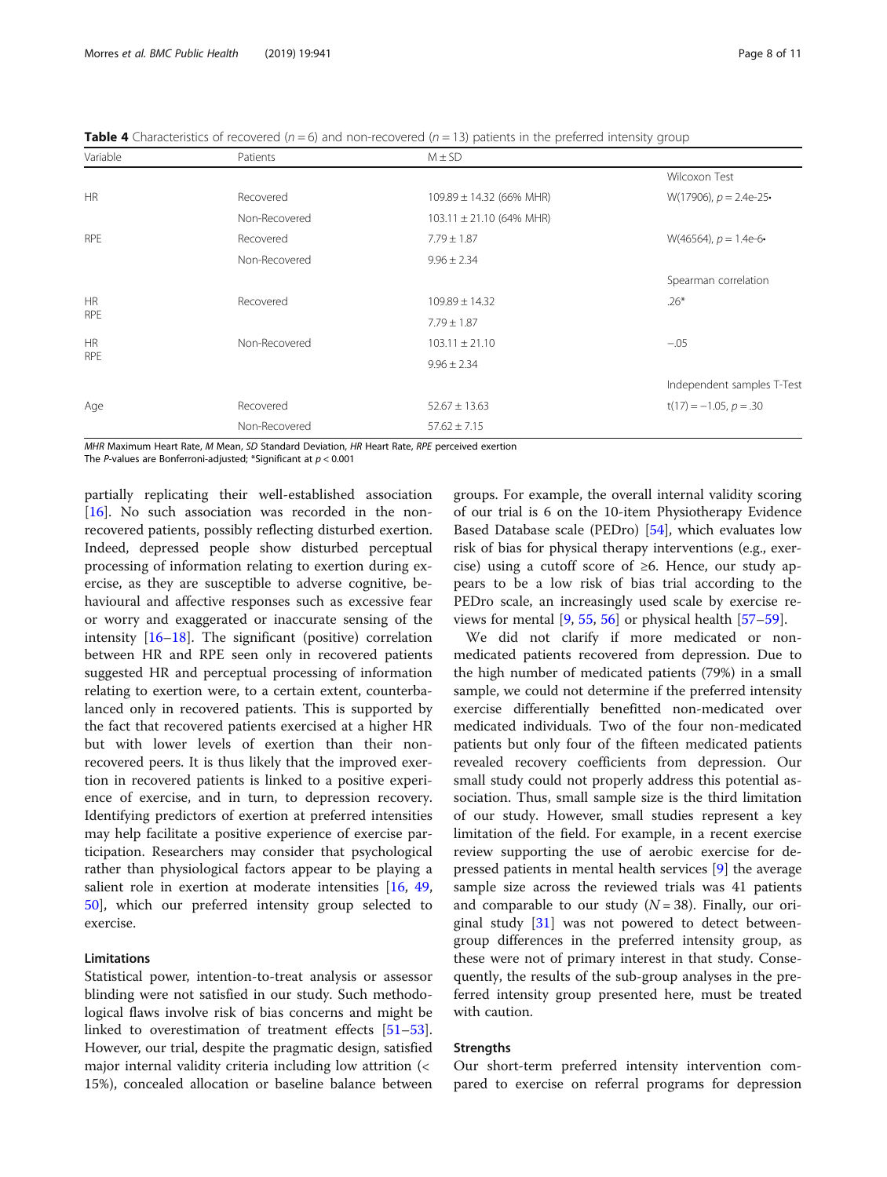**Table 4** Characteristics of recovered ($n = 6$) and non-recovered ($n = 13$) patients in the preferred intensity group

| Variable | Patients | M ± SD | |
|---|---|---|---|
| | | | Wilcoxon Test |
| HR | Recovered | 109.89 ± 14.32 (66% MHR) | W(17906), $p = 2.4e\text{-}25$• |
| | Non-Recovered | 103.11 ± 21.10 (64% MHR) | |
| RPE | Recovered | 7.79 ± 1.87 | W(46564), $p = 1.4e\text{-}6$• |
| | Non-Recovered | 9.96 ± 2.34 | |
| | | | Spearman correlation |
| HR<br>RPE | Recovered | 109.89 ± 14.32<br>7.79 ± 1.87 | .26* |
| HR<br>RPE | Non-Recovered | 103.11 ± 21.10<br>9.96 ± 2.34 | −.05 |
| | | | Independent samples T-Test |
| Age | Recovered | 52.67 ± 13.63 | $t(17) = -1.05$, $p = .30$ |
| | Non-Recovered | 57.62 ± 7.15 | |

*MHR* Maximum Heart Rate, *M* Mean, *SD* Standard Deviation, *HR* Heart Rate, *RPE* perceived exertion
The *P*-values are Bonferroni-adjusted; *Significant at $p < 0.001$

partially replicating their well-established association [16]. No such association was recorded in the non-recovered patients, possibly reflecting disturbed exertion. Indeed, depressed people show disturbed perceptual processing of information relating to exertion during exercise, as they are susceptible to adverse cognitive, behavioural and affective responses such as excessive fear or worry and exaggerated or inaccurate sensing of the intensity [16–18]. The significant (positive) correlation between HR and RPE seen only in recovered patients suggested HR and perceptual processing of information relating to exertion were, to a certain extent, counterbalanced only in recovered patients. This is supported by the fact that recovered patients exercised at a higher HR but with lower levels of exertion than their non-recovered peers. It is thus likely that the improved exertion in recovered patients is linked to a positive experience of exercise, and in turn, to depression recovery. Identifying predictors of exertion at preferred intensities may help facilitate a positive experience of exercise participation. Researchers may consider that psychological rather than physiological factors appear to be playing a salient role in exertion at moderate intensities [16, 49, 50], which our preferred intensity group selected to exercise.

### Limitations

Statistical power, intention-to-treat analysis or assessor blinding were not satisfied in our study. Such methodological flaws involve risk of bias concerns and might be linked to overestimation of treatment effects [51–53]. However, our trial, despite the pragmatic design, satisfied major internal validity criteria including low attrition (< 15%), concealed allocation or baseline balance between groups. For example, the overall internal validity scoring of our trial is 6 on the 10-item Physiotherapy Evidence Based Database scale (PEDro) [54], which evaluates low risk of bias for physical therapy interventions (e.g., exercise) using a cutoff score of ≥6. Hence, our study appears to be a low risk of bias trial according to the PEDro scale, an increasingly used scale by exercise reviews for mental [9, 55, 56] or physical health [57–59].

We did not clarify if more medicated or non-medicated patients recovered from depression. Due to the high number of medicated patients (79%) in a small sample, we could not determine if the preferred intensity exercise differentially benefitted non-medicated over medicated individuals. Two of the four non-medicated patients but only four of the fifteen medicated patients revealed recovery coefficients from depression. Our small study could not properly address this potential association. Thus, small sample size is the third limitation of our study. However, small studies represent a key limitation of the field. For example, in a recent exercise review supporting the use of aerobic exercise for depressed patients in mental health services [9] the average sample size across the reviewed trials was 41 patients and comparable to our study ($N = 38$). Finally, our original study [31] was not powered to detect between-group differences in the preferred intensity group, as these were not of primary interest in that study. Consequently, the results of the sub-group analyses in the preferred intensity group presented here, must be treated with caution.

### Strengths

Our short-term preferred intensity intervention compared to exercise on referral programs for depression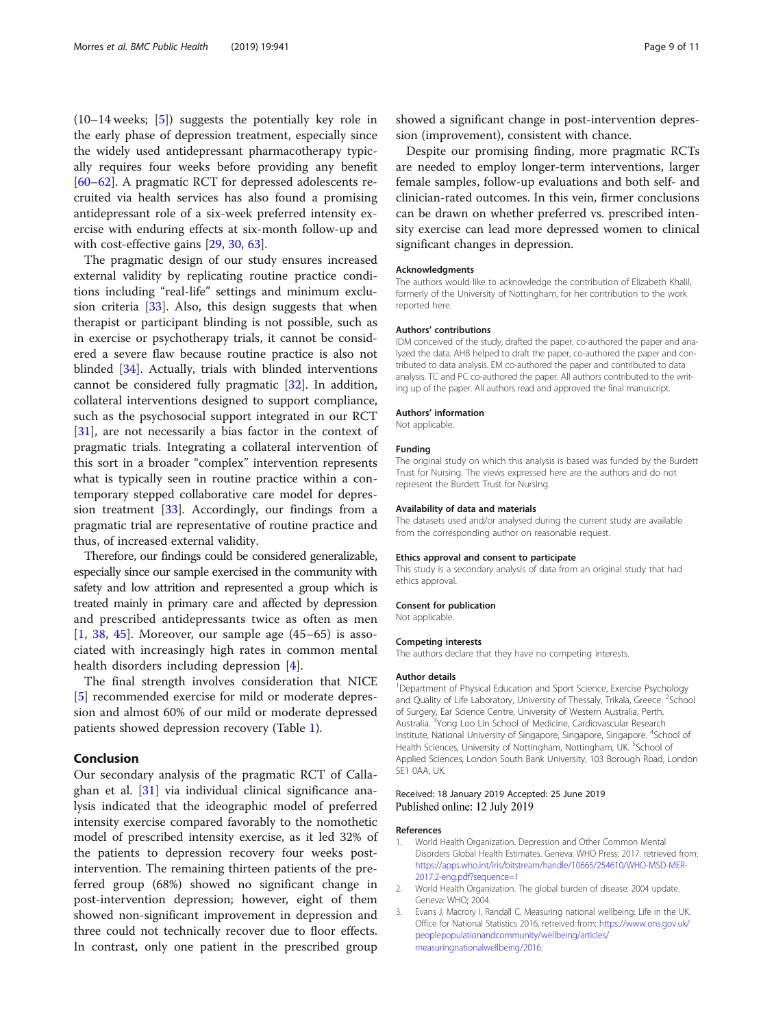(10–14 weeks; [5]) suggests the potentially key role in the early phase of depression treatment, especially since the widely used antidepressant pharmacotherapy typically requires four weeks before providing any benefit [60–62]. A pragmatic RCT for depressed adolescents recruited via health services has also found a promising antidepressant role of a six-week preferred intensity exercise with enduring effects at six-month follow-up and with cost-effective gains [29, 30, 63].

The pragmatic design of our study ensures increased external validity by replicating routine practice conditions including "real-life" settings and minimum exclusion criteria [33]. Also, this design suggests that when therapist or participant blinding is not possible, such as in exercise or psychotherapy trials, it cannot be considered a severe flaw because routine practice is also not blinded [34]. Actually, trials with blinded interventions cannot be considered fully pragmatic [32]. In addition, collateral interventions designed to support compliance, such as the psychosocial support integrated in our RCT [31], are not necessarily a bias factor in the context of pragmatic trials. Integrating a collateral intervention of this sort in a broader "complex" intervention represents what is typically seen in routine practice within a contemporary stepped collaborative care model for depression treatment [33]. Accordingly, our findings from a pragmatic trial are representative of routine practice and thus, of increased external validity.

Therefore, our findings could be considered generalizable, especially since our sample exercised in the community with safety and low attrition and represented a group which is treated mainly in primary care and affected by depression and prescribed antidepressants twice as often as men [1, 38, 45]. Moreover, our sample age (45–65) is associated with increasingly high rates in common mental health disorders including depression [4].

The final strength involves consideration that NICE [5] recommended exercise for mild or moderate depression and almost 60% of our mild or moderate depressed patients showed depression recovery (Table 1).

## Conclusion

Our secondary analysis of the pragmatic RCT of Callaghan et al. [31] via individual clinical significance analysis indicated that the ideographic model of preferred intensity exercise compared favorably to the nomothetic model of prescribed intensity exercise, as it led 32% of the patients to depression recovery four weeks post-intervention. The remaining thirteen patients of the preferred group (68%) showed no significant change in post-intervention depression; however, eight of them showed non-significant improvement in depression and three could not technically recover due to floor effects. In contrast, only one patient in the prescribed group showed a significant change in post-intervention depression (improvement), consistent with chance.

Despite our promising finding, more pragmatic RCTs are needed to employ longer-term interventions, larger female samples, follow-up evaluations and both self- and clinician-rated outcomes. In this vein, firmer conclusions can be drawn on whether preferred vs. prescribed intensity exercise can lead more depressed women to clinical significant changes in depression.

### Acknowledgments

The authors would like to acknowledge the contribution of Elizabeth Khalil, formerly of the University of Nottingham, for her contribution to the work reported here.

### Authors' contributions

IDM conceived of the study, drafted the paper, co-authored the paper and analyzed the data. AHB helped to draft the paper, co-authored the paper and contributed to data analysis. EM co-authored the paper and contributed to data analysis. TC and PC co-authored the paper. All authors contributed to the writing up of the paper. All authors read and approved the final manuscript.

### Authors' information

Not applicable.

### Funding

The original study on which this analysis is based was funded by the Burdett Trust for Nursing. The views expressed here are the authors and do not represent the Burdett Trust for Nursing.

### Availability of data and materials

The datasets used and/or analysed during the current study are available from the corresponding author on reasonable request.

### Ethics approval and consent to participate

This study is a secondary analysis of data from an original study that had ethics approval.

### Consent for publication

Not applicable.

### Competing interests

The authors declare that they have no competing interests.

### Author details

[1]Department of Physical Education and Sport Science, Exercise Psychology and Quality of Life Laboratory, University of Thessaly, Trikala, Greece. [2]School of Surgery, Ear Science Centre, University of Western Australia, Perth, Australia. [3]Yong Loo Lin School of Medicine, Cardiovascular Research Institute, National University of Singapore, Singapore, Singapore. [4]School of Health Sciences, University of Nottingham, Nottingham, UK. [5]School of Applied Sciences, London South Bank University, 103 Borough Road, London SE1 0AA, UK.

Received: 18 January 2019 Accepted: 25 June 2019
Published online: 12 July 2019

### References

1. World Health Organization. Depression and Other Common Mental Disorders Global Health Estimates. Geneva: WHO Press; 2017. retrieved from: https://apps.who.int/iris/bitstream/handle/10665/254610/WHO-MSD-MER-2017.2-eng.pdf?sequence=1
2. World Health Organization. The global burden of disease: 2004 update. Geneva: WHO; 2004.
3. Evans J, Macrory I, Randall C. Measuring national wellbeing: Life in the UK. Office for National Statistics 2016, retreived from: https://www.ons.gov.uk/peoplepopulationandcommunity/wellbeing/articles/measuringnationalwellbeing/2016.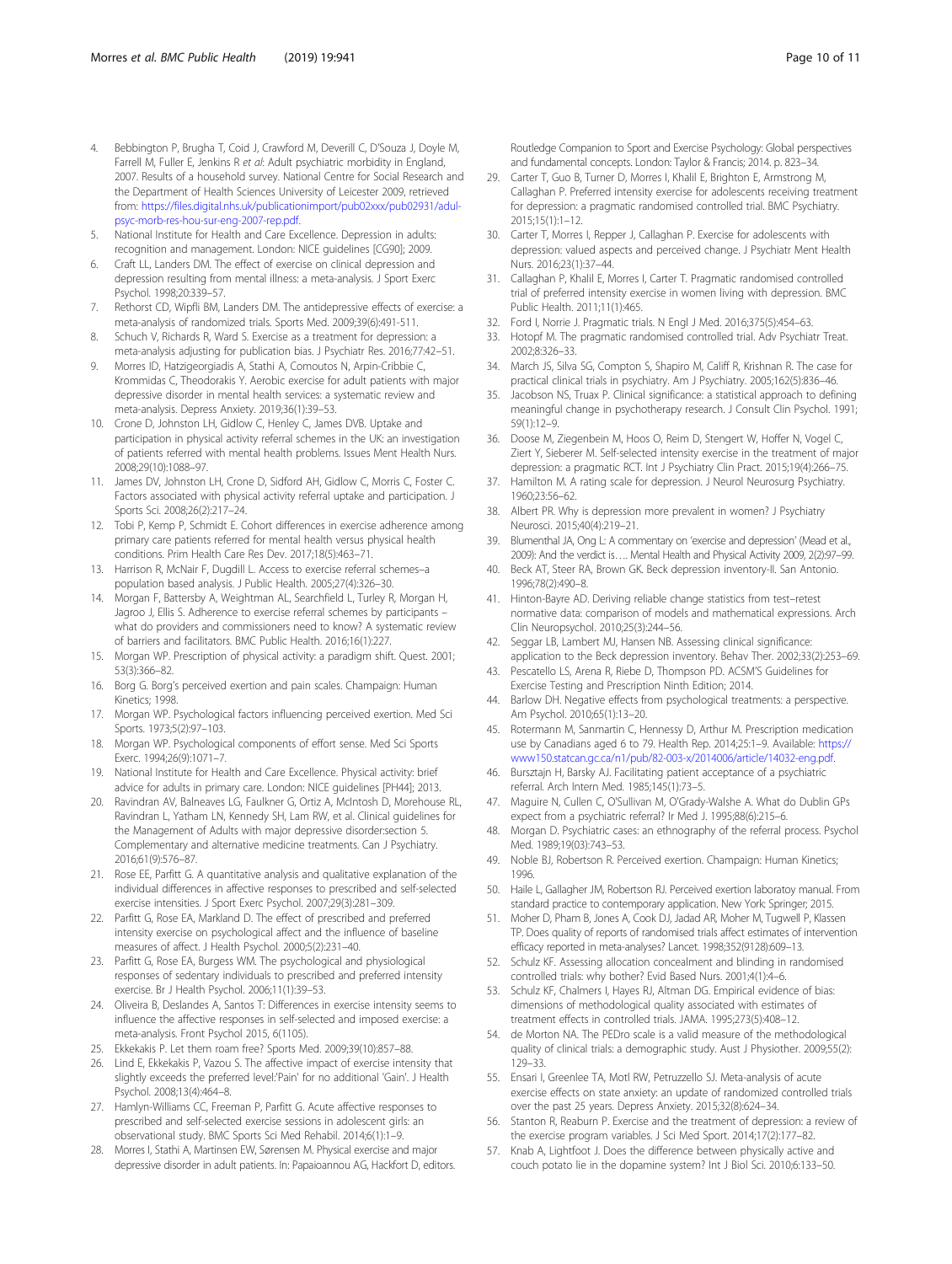4. Bebbington P, Brugha T, Coid J, Crawford M, Deverill C, D'Souza J, Doyle M, Farrell M, Fuller E, Jenkins R *et al*: Adult psychiatric morbidity in England, 2007. Results of a household survey. National Centre for Social Research and the Department of Health Sciences University of Leicester 2009, retrieved from: https://files.digital.nhs.uk/publicationimport/pub02xxx/pub02931/adul-psyc-morb-res-hou-sur-eng-2007-rep.pdf.
5. National Institute for Health and Care Excellence. Depression in adults: recognition and management. London: NICE guidelines [CG90]; 2009.
6. Craft LL, Landers DM. The effect of exercise on clinical depression and depression resulting from mental illness: a meta-analysis. J Sport Exerc Psychol. 1998;20:339–57.
7. Rethorst CD, Wipfli BM, Landers DM. The antidepressive effects of exercise: a meta-analysis of randomized trials. Sports Med. 2009;39(6):491-511.
8. Schuch V, Richards R, Ward S. Exercise as a treatment for depression: a meta-analysis adjusting for publication bias. J Psychiatr Res. 2016;77:42–51.
9. Morres ID, Hatzigeorgiadis A, Stathi A, Comoutos N, Arpin-Cribbie C, Krommidas C, Theodorakis Y. Aerobic exercise for adult patients with major depressive disorder in mental health services: a systematic review and meta-analysis. Depress Anxiety. 2019;36(1):39–53.
10. Crone D, Johnston LH, Gidlow C, Henley C, James DVB. Uptake and participation in physical activity referral schemes in the UK: an investigation of patients referred with mental health problems. Issues Ment Health Nurs. 2008;29(10):1088–97.
11. James DV, Johnston LH, Crone D, Sidford AH, Gidlow C, Morris C, Foster C. Factors associated with physical activity referral uptake and participation. J Sports Sci. 2008;26(2):217–24.
12. Tobi P, Kemp P, Schmidt E. Cohort differences in exercise adherence among primary care patients referred for mental health versus physical health conditions. Prim Health Care Res Dev. 2017;18(5):463–71.
13. Harrison R, McNair F, Dugdill L. Access to exercise referral schemes–a population based analysis. J Public Health. 2005;27(4):326–30.
14. Morgan F, Battersby A, Weightman AL, Searchfield L, Turley R, Morgan H, Jagroo J, Ellis S. Adherence to exercise referral schemes by participants – what do providers and commissioners need to know? A systematic review of barriers and facilitators. BMC Public Health. 2016;16(1):227.
15. Morgan WP. Prescription of physical activity: a paradigm shift. Quest. 2001; 53(3):366–82.
16. Borg G. Borg's perceived exertion and pain scales. Champaign: Human Kinetics; 1998.
17. Morgan WP. Psychological factors influencing perceived exertion. Med Sci Sports. 1973;5(2):97–103.
18. Morgan WP. Psychological components of effort sense. Med Sci Sports Exerc. 1994;26(9):1071–7.
19. National Institute for Health and Care Excellence. Physical activity: brief advice for adults in primary care. London: NICE guidelines [PH44]; 2013.
20. Ravindran AV, Balneaves LG, Faulkner G, Ortiz A, McIntosh D, Morehouse RL, Ravindran L, Yatham LN, Kennedy SH, Lam RW, et al. Clinical guidelines for the Management of Adults with major depressive disorder:section 5. Complementary and alternative medicine treatments. Can J Psychiatry. 2016;61(9):576–87.
21. Rose EE, Parfitt G. A quantitative analysis and qualitative explanation of the individual differences in affective responses to prescribed and self-selected exercise intensities. J Sport Exerc Psychol. 2007;29(3):281–309.
22. Parfitt G, Rose EA, Markland D. The effect of prescribed and preferred intensity exercise on psychological affect and the influence of baseline measures of affect. J Health Psychol. 2000;5(2):231–40.
23. Parfitt G, Rose EA, Burgess WM. The psychological and physiological responses of sedentary individuals to prescribed and preferred intensity exercise. Br J Health Psychol. 2006;11(1):39–53.
24. Oliveira B, Deslandes A, Santos T: Differences in exercise intensity seems to influence the affective responses in self-selected and imposed exercise: a meta-analysis. Front Psychol 2015, 6(1105).
25. Ekkekakis P. Let them roam free? Sports Med. 2009;39(10):857–88.
26. Lind E, Ekkekakis P, Vazou S. The affective impact of exercise intensity that slightly exceeds the preferred level:'Pain' for no additional 'Gain'. J Health Psychol. 2008;13(4):464–8.
27. Hamlyn-Williams CC, Freeman P, Parfitt G. Acute affective responses to prescribed and self-selected exercise sessions in adolescent girls: an observational study. BMC Sports Sci Med Rehabil. 2014;6(1):1–9.
28. Morres I, Stathi A, Martinsen EW, Sørensen M. Physical exercise and major depressive disorder in adult patients. In: Papaioannou AG, Hackfort D, editors. Routledge Companion to Sport and Exercise Psychology: Global perspectives and fundamental concepts. London: Taylor & Francis; 2014. p. 823–34.
29. Carter T, Guo B, Turner D, Morres I, Khalil E, Brighton E, Armstrong M, Callaghan P. Preferred intensity exercise for adolescents receiving treatment for depression: a pragmatic randomised controlled trial. BMC Psychiatry. 2015;15(1):1–12.
30. Carter T, Morres I, Repper J, Callaghan P. Exercise for adolescents with depression: valued aspects and perceived change. J Psychiatr Ment Health Nurs. 2016;23(1):37–44.
31. Callaghan P, Khalil E, Morres I, Carter T. Pragmatic randomised controlled trial of preferred intensity exercise in women living with depression. BMC Public Health. 2011;11(1):465.
32. Ford I, Norrie J. Pragmatic trials. N Engl J Med. 2016;375(5):454–63.
33. Hotopf M. The pragmatic randomised controlled trial. Adv Psychiatr Treat. 2002;8:326–33.
34. March JS, Silva SG, Compton S, Shapiro M, Califf R, Krishnan R. The case for practical clinical trials in psychiatry. Am J Psychiatry. 2005;162(5):836–46.
35. Jacobson NS, Truax P. Clinical significance: a statistical approach to defining meaningful change in psychotherapy research. J Consult Clin Psychol. 1991; 59(1):12–9.
36. Doose M, Ziegenbein M, Hoos O, Reim D, Stengert W, Hoffer N, Vogel C, Ziert Y, Sieberer M. Self-selected intensity exercise in the treatment of major depression: a pragmatic RCT. Int J Psychiatry Clin Pract. 2015;19(4):266–75.
37. Hamilton M. A rating scale for depression. J Neurol Neurosurg Psychiatry. 1960;23:56–62.
38. Albert PR. Why is depression more prevalent in women? J Psychiatry Neurosci. 2015;40(4):219–21.
39. Blumenthal JA, Ong L: A commentary on 'exercise and depression' (Mead et al., 2009): And the verdict is…. Mental Health and Physical Activity 2009, 2(2):97–99.
40. Beck AT, Steer RA, Brown GK. Beck depression inventory-II. San Antonio. 1996;78(2):490–8.
41. Hinton-Bayre AD. Deriving reliable change statistics from test–retest normative data: comparison of models and mathematical expressions. Arch Clin Neuropsychol. 2010;25(3):244–56.
42. Seggar LB, Lambert MJ, Hansen NB. Assessing clinical significance: application to the Beck depression inventory. Behav Ther. 2002;33(2):253–69.
43. Pescatello LS, Arena R, Riebe D, Thompson PD. ACSM'S Guidelines for Exercise Testing and Prescription Ninth Edition; 2014.
44. Barlow DH. Negative effects from psychological treatments: a perspective. Am Psychol. 2010;65(1):13–20.
45. Rotermann M, Sanmartin C, Hennessy D, Arthur M. Prescription medication use by Canadians aged 6 to 79. Health Rep. 2014;25:1–9. Available: https://www150.statcan.gc.ca/n1/pub/82-003-x/2014006/article/14032-eng.pdf.
46. Bursztajn H, Barsky AJ. Facilitating patient acceptance of a psychiatric referral. Arch Intern Med. 1985;145(1):73–5.
47. Maguire N, Cullen C, O'Sullivan M, O'Grady-Walshe A. What do Dublin GPs expect from a psychiatric referral? Ir Med J. 1995;88(6):215–6.
48. Morgan D. Psychiatric cases: an ethnography of the referral process. Psychol Med. 1989;19(03):743–53.
49. Noble BJ, Robertson R. Perceived exertion. Champaign: Human Kinetics; 1996.
50. Haile L, Gallagher JM, Robertson RJ. Perceived exertion laboratoy manual. From standard practice to contemporary application. New York: Springer; 2015.
51. Moher D, Pham B, Jones A, Cook DJ, Jadad AR, Moher M, Tugwell P, Klassen TP. Does quality of reports of randomised trials affect estimates of intervention efficacy reported in meta-analyses? Lancet. 1998;352(9128):609–13.
52. Schulz KF. Assessing allocation concealment and blinding in randomised controlled trials: why bother? Evid Based Nurs. 2001;4(1):4–6.
53. Schulz KF, Chalmers I, Hayes RJ, Altman DG. Empirical evidence of bias: dimensions of methodological quality associated with estimates of treatment effects in controlled trials. JAMA. 1995;273(5):408–12.
54. de Morton NA. The PEDro scale is a valid measure of the methodological quality of clinical trials: a demographic study. Aust J Physiother. 2009;55(2): 129–33.
55. Ensari I, Greenlee TA, Motl RW, Petruzzello SJ. Meta-analysis of acute exercise effects on state anxiety: an update of randomized controlled trials over the past 25 years. Depress Anxiety. 2015;32(8):624–34.
56. Stanton R, Reaburn P. Exercise and the treatment of depression: a review of the exercise program variables. J Sci Med Sport. 2014;17(2):177–82.
57. Knab A, Lightfoot J. Does the difference between physically active and couch potato lie in the dopamine system? Int J Biol Sci. 2010;6:133–50.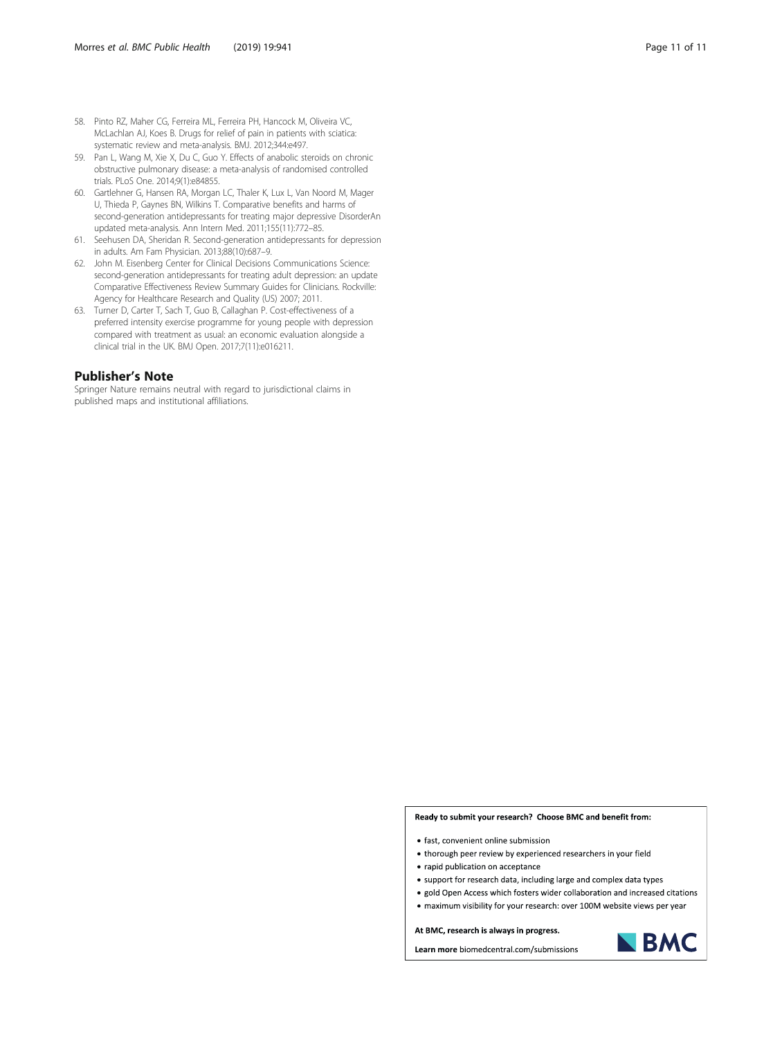58. Pinto RZ, Maher CG, Ferreira ML, Ferreira PH, Hancock M, Oliveira VC, McLachlan AJ, Koes B. Drugs for relief of pain in patients with sciatica: systematic review and meta-analysis. BMJ. 2012;344:e497.
59. Pan L, Wang M, Xie X, Du C, Guo Y. Effects of anabolic steroids on chronic obstructive pulmonary disease: a meta-analysis of randomised controlled trials. PLoS One. 2014;9(1):e84855.
60. Gartlehner G, Hansen RA, Morgan LC, Thaler K, Lux L, Van Noord M, Mager U, Thieda P, Gaynes BN, Wilkins T. Comparative benefits and harms of second-generation antidepressants for treating major depressive DisorderAn updated meta-analysis. Ann Intern Med. 2011;155(11):772–85.
61. Seehusen DA, Sheridan R. Second-generation antidepressants for depression in adults. Am Fam Physician. 2013;88(10):687–9.
62. John M. Eisenberg Center for Clinical Decisions Communications Science: second-generation antidepressants for treating adult depression: an update Comparative Effectiveness Review Summary Guides for Clinicians. Rockville: Agency for Healthcare Research and Quality (US) 2007; 2011.
63. Turner D, Carter T, Sach T, Guo B, Callaghan P. Cost-effectiveness of a preferred intensity exercise programme for young people with depression compared with treatment as usual: an economic evaluation alongside a clinical trial in the UK. BMJ Open. 2017;7(11):e016211.

## Publisher's Note

Springer Nature remains neutral with regard to jurisdictional claims in published maps and institutional affiliations.

**Ready to submit your research? Choose BMC and benefit from:**

- fast, convenient online submission
- thorough peer review by experienced researchers in your field
- rapid publication on acceptance
- support for research data, including large and complex data types
- gold Open Access which fosters wider collaboration and increased citations
- maximum visibility for your research: over 100M website views per year

**At BMC, research is always in progress.**

**Learn more** biomedcentral.com/submissions

BMC